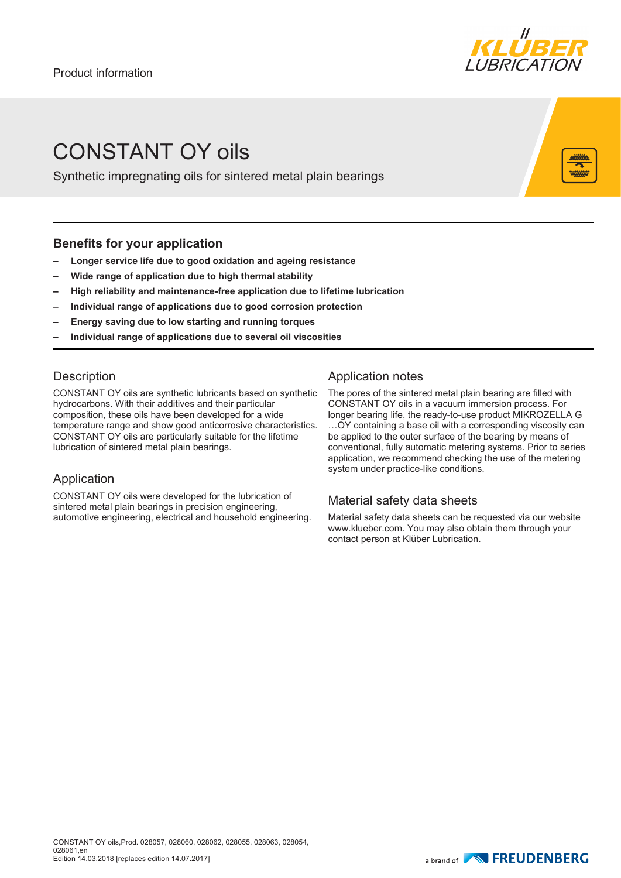Product information

# CONSTANT OY oils

Synthetic impregnating oils for sintered metal plain bearings

## Benefits for your application

- **Longer service life due to good oxidation and ageing resistance**
- **Wide range of application due to high thermal stability**
- **High reliability and maintenance-free application due to lifetime lubrication**
- **Individual range of applications due to good corrosion protection**
- **Energy saving due to low starting and running torques**
- **Individual range of applications due to several oil viscosities**

## Description

CONSTANT OY oils are synthetic lubricants based on synthetic hydrocarbons. With their additives and their particular composition, these oils have been developed for a wide temperature range and show good anticorrosive characteristics. CONSTANT OY oils are particularly suitable for the lifetime lubrication of sintered metal plain bearings.

## Application

CONSTANT OY oils were developed for the lubrication of sintered metal plain bearings in precision engineering, automotive engineering, electrical and household engineering.

## Application notes

The pores of the sintered metal plain bearing are filled with CONSTANT OY oils in a vacuum immersion process. For longer bearing life, the ready-to-use product MIKROZELLA G …OY containing a base oil with a corresponding viscosity can be applied to the outer surface of the bearing by means of conventional, fully automatic metering systems. Prior to series application, we recommend checking the use of the metering system under practice-like conditions.

## Material safety data sheets

Material safety data sheets can be requested via our website www.klueber.com. You may also obtain them through your contact person at Klüber Lubrication.

CONSTANT OY oils,Prod. 028057, 028060, 028062, 028055, 028063, 028054, 028061,en
Edition 14.03.2018 [replaces edition 14.07.2017]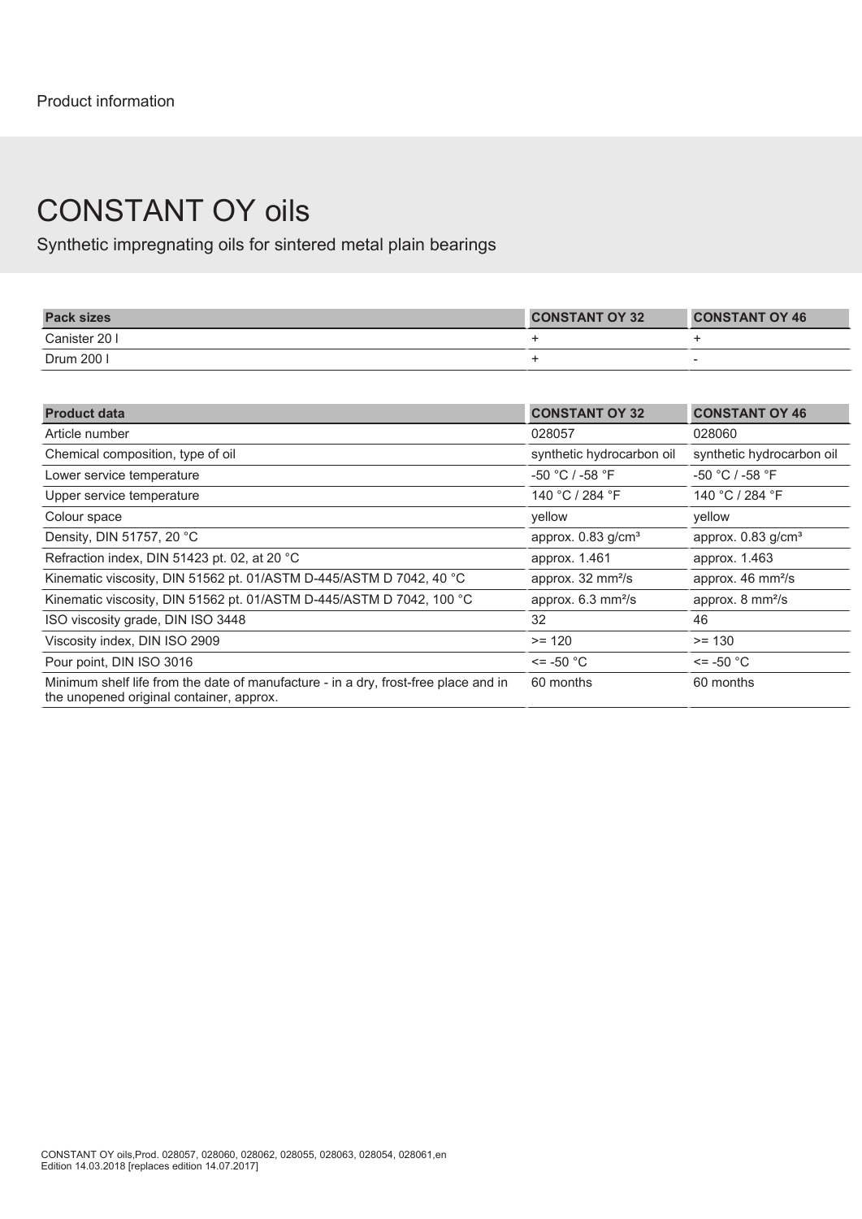Product information

# CONSTANT OY oils

Synthetic impregnating oils for sintered metal plain bearings

| Pack sizes | CONSTANT OY 32 | CONSTANT OY 46 |
|---|---|---|
| Canister 20 l | + | + |
| Drum 200 l | + | - |

| Product data | CONSTANT OY 32 | CONSTANT OY 46 |
|---|---|---|
| Article number | 028057 | 028060 |
| Chemical composition, type of oil | synthetic hydrocarbon oil | synthetic hydrocarbon oil |
| Lower service temperature | -50 °C / -58 °F | -50 °C / -58 °F |
| Upper service temperature | 140 °C / 284 °F | 140 °C / 284 °F |
| Colour space | yellow | yellow |
| Density, DIN 51757, 20 °C | approx. 0.83 g/cm³ | approx. 0.83 g/cm³ |
| Refraction index, DIN 51423 pt. 02, at 20 °C | approx. 1.461 | approx. 1.463 |
| Kinematic viscosity, DIN 51562 pt. 01/ASTM D-445/ASTM D 7042, 40 °C | approx. 32 mm²/s | approx. 46 mm²/s |
| Kinematic viscosity, DIN 51562 pt. 01/ASTM D-445/ASTM D 7042, 100 °C | approx. 6.3 mm²/s | approx. 8 mm²/s |
| ISO viscosity grade, DIN ISO 3448 | 32 | 46 |
| Viscosity index, DIN ISO 2909 | >= 120 | >= 130 |
| Pour point, DIN ISO 3016 | <= -50 °C | <= -50 °C |
| Minimum shelf life from the date of manufacture - in a dry, frost-free place and in the unopened original container, approx. | 60 months | 60 months |

CONSTANT OY oils,Prod. 028057, 028060, 028062, 028055, 028063, 028054, 028061,en
Edition 14.03.2018 [replaces edition 14.07.2017]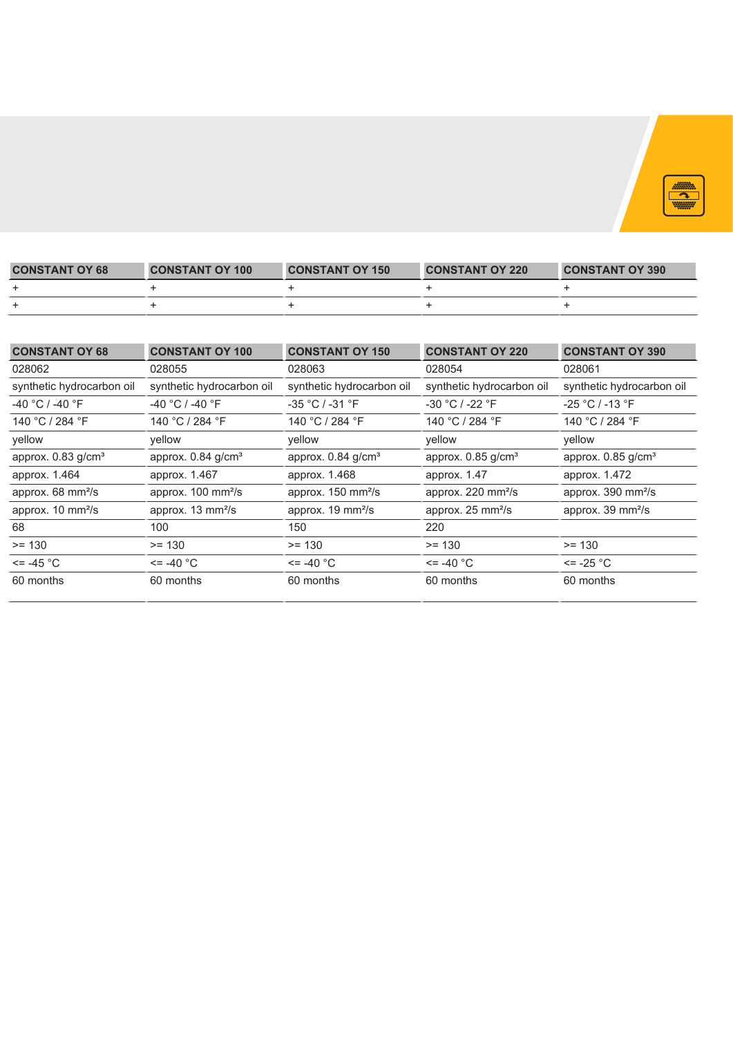| CONSTANT OY 68 | CONSTANT OY 100 | CONSTANT OY 150 | CONSTANT OY 220 | CONSTANT OY 390 |
|---|---|---|---|---|
| + | + | + | + | + |
| + | + | + | + | + |

| CONSTANT OY 68 | CONSTANT OY 100 | CONSTANT OY 150 | CONSTANT OY 220 | CONSTANT OY 390 |
|---|---|---|---|---|
| 028062 | 028055 | 028063 | 028054 | 028061 |
| synthetic hydrocarbon oil | synthetic hydrocarbon oil | synthetic hydrocarbon oil | synthetic hydrocarbon oil | synthetic hydrocarbon oil |
| -40 °C / -40 °F | -40 °C / -40 °F | -35 °C / -31 °F | -30 °C / -22 °F | -25 °C / -13 °F |
| 140 °C / 284 °F | 140 °C / 284 °F | 140 °C / 284 °F | 140 °C / 284 °F | 140 °C / 284 °F |
| yellow | yellow | yellow | yellow | yellow |
| approx. 0.83 g/cm³ | approx. 0.84 g/cm³ | approx. 0.84 g/cm³ | approx. 0.85 g/cm³ | approx. 0.85 g/cm³ |
| approx. 1.464 | approx. 1.467 | approx. 1.468 | approx. 1.47 | approx. 1.472 |
| approx. 68 mm²/s | approx. 100 mm²/s | approx. 150 mm²/s | approx. 220 mm²/s | approx. 390 mm²/s |
| approx. 10 mm²/s | approx. 13 mm²/s | approx. 19 mm²/s | approx. 25 mm²/s | approx. 39 mm²/s |
| 68 | 100 | 150 | 220 | |
| >= 130 | >= 130 | >= 130 | >= 130 | >= 130 |
| <= -45 °C | <= -40 °C | <= -40 °C | <= -40 °C | <= -25 °C |
| 60 months | 60 months | 60 months | 60 months | 60 months |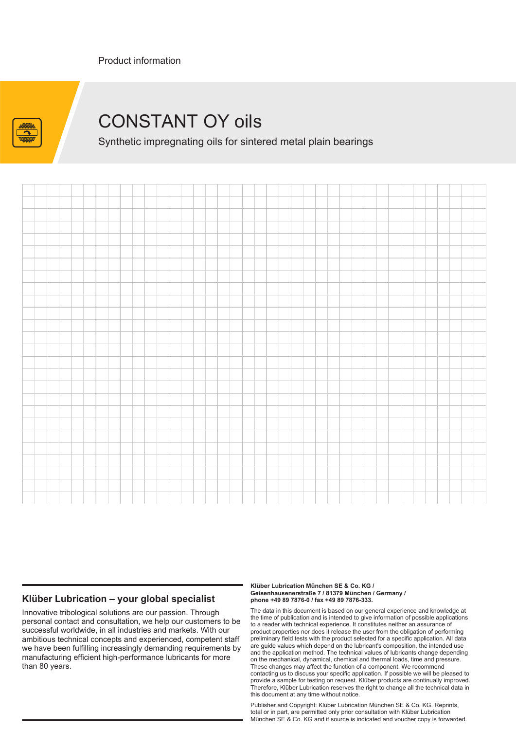Product information

# CONSTANT OY oils

Synthetic impregnating oils for sintered metal plain bearings

## Klüber Lubrication – your global specialist

Innovative tribological solutions are our passion. Through personal contact and consultation, we help our customers to be successful worldwide, in all industries and markets. With our ambitious technical concepts and experienced, competent staff we have been fulfilling increasingly demanding requirements by manufacturing efficient high-performance lubricants for more than 80 years.

**Klüber Lubrication München SE & Co. KG / Geisenhausenerstraße 7 / 81379 München / Germany / phone +49 89 7876-0 / fax +49 89 7876-333.**

The data in this document is based on our general experience and knowledge at the time of publication and is intended to give information of possible applications to a reader with technical experience. It constitutes neither an assurance of product properties nor does it release the user from the obligation of performing preliminary field tests with the product selected for a specific application. All data are guide values which depend on the lubricant's composition, the intended use and the application method. The technical values of lubricants change depending on the mechanical, dynamical, chemical and thermal loads, time and pressure. These changes may affect the function of a component. We recommend contacting us to discuss your specific application. If possible we will be pleased to provide a sample for testing on request. Klüber products are continually improved. Therefore, Klüber Lubrication reserves the right to change all the technical data in this document at any time without notice.

Publisher and Copyright: Klüber Lubrication München SE & Co. KG. Reprints, total or in part, are permitted only prior consultation with Klüber Lubrication München SE & Co. KG and if source is indicated and voucher copy is forwarded.